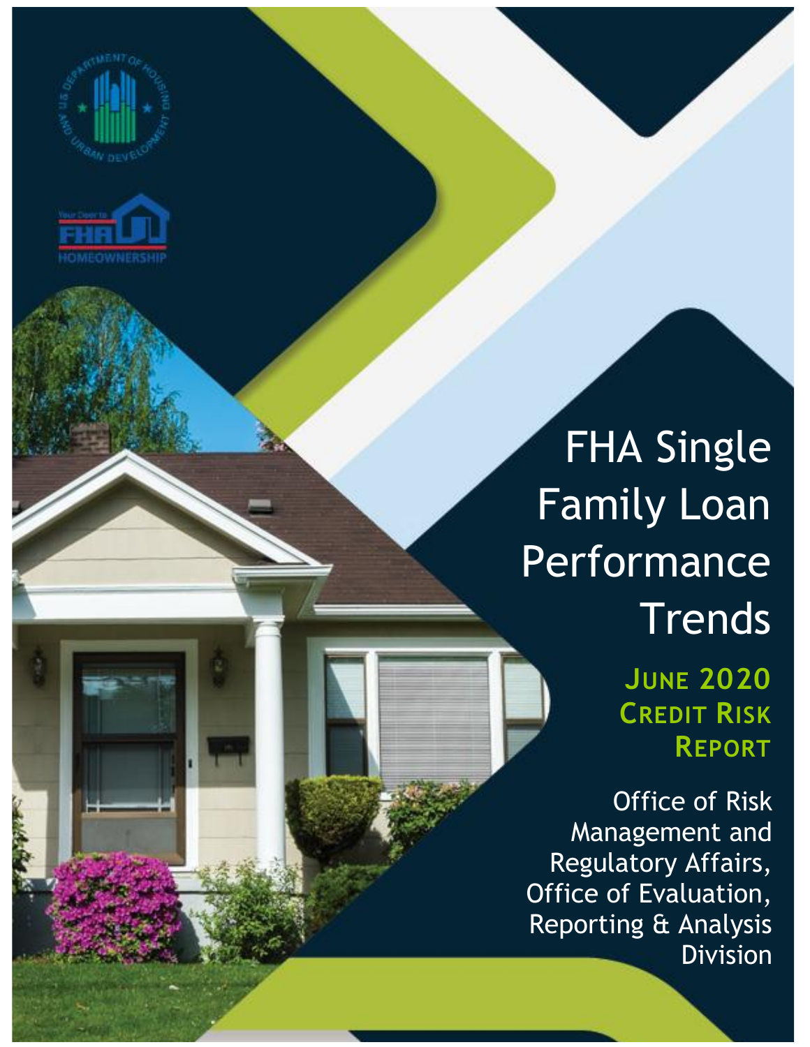# FHA Single Family Loan Performance Trends

## JUNE 2020 CREDIT RISK REPORT

Office of Risk Management and Regulatory Affairs, Office of Evaluation, Reporting & Analysis Division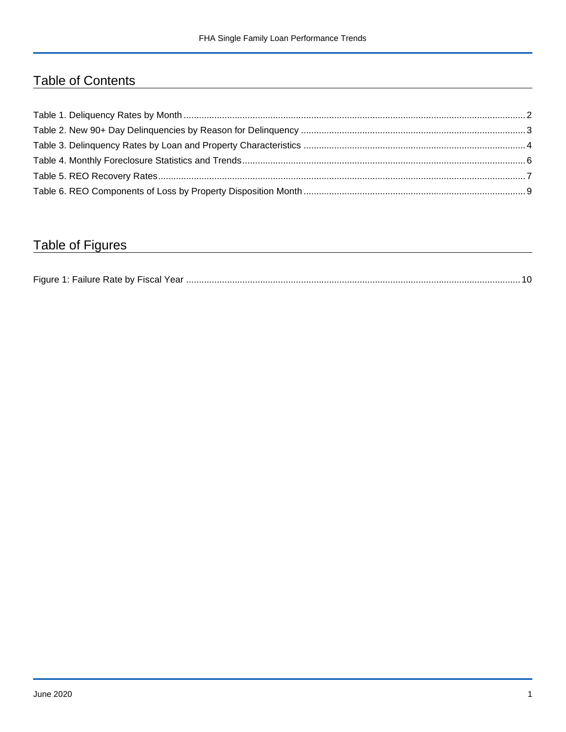## Table of Contents

Table 1. Deliquency Rates by Month ..... 2
Table 2. New 90+ Day Delinquencies by Reason for Delinquency ..... 3
Table 3. Delinquency Rates by Loan and Property Characteristics ..... 4
Table 4. Monthly Foreclosure Statistics and Trends ..... 6
Table 5. REO Recovery Rates ..... 7
Table 6. REO Components of Loss by Property Disposition Month ..... 9

## Table of Figures

Figure 1: Failure Rate by Fiscal Year ..... 10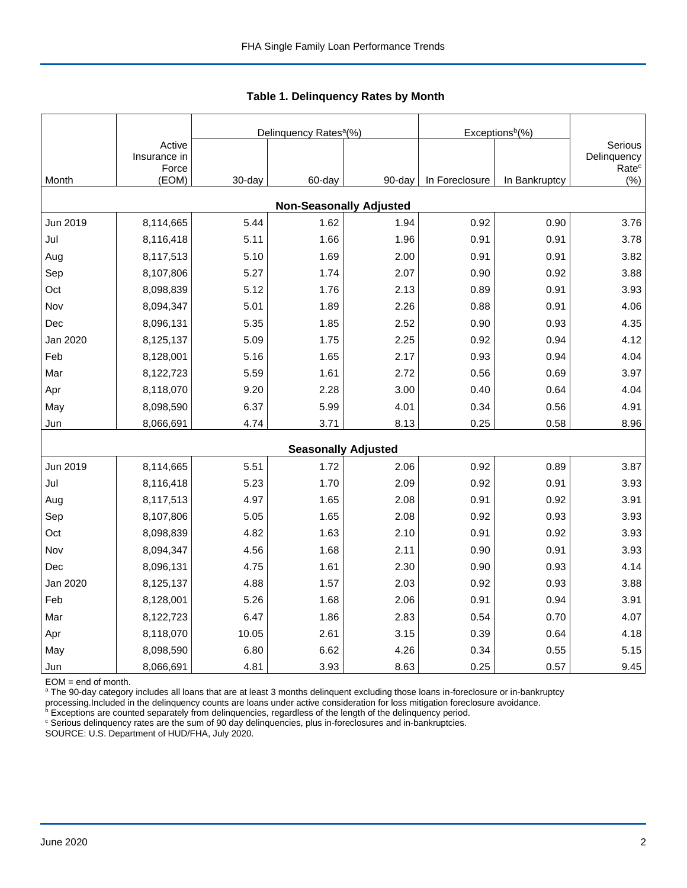### Table 1. Delinquency Rates by Month

| Month | Active Insurance in Force (EOM) | Delinquency Rates[a] (%) 30-day | 60-day | 90-day | Exceptions[b] (%) In Foreclosure | In Bankruptcy | Serious Delinquency Rate[c] (%) |
|---|---|---|---|---|---|---|---|
| **Non-Seasonally Adjusted** | | | | | | | |
| Jun 2019 | 8,114,665 | 5.44 | 1.62 | 1.94 | 0.92 | 0.90 | 3.76 |
| Jul | 8,116,418 | 5.11 | 1.66 | 1.96 | 0.91 | 0.91 | 3.78 |
| Aug | 8,117,513 | 5.10 | 1.69 | 2.00 | 0.91 | 0.91 | 3.82 |
| Sep | 8,107,806 | 5.27 | 1.74 | 2.07 | 0.90 | 0.92 | 3.88 |
| Oct | 8,098,839 | 5.12 | 1.76 | 2.13 | 0.89 | 0.91 | 3.93 |
| Nov | 8,094,347 | 5.01 | 1.89 | 2.26 | 0.88 | 0.91 | 4.06 |
| Dec | 8,096,131 | 5.35 | 1.85 | 2.52 | 0.90 | 0.93 | 4.35 |
| Jan 2020 | 8,125,137 | 5.09 | 1.75 | 2.25 | 0.92 | 0.94 | 4.12 |
| Feb | 8,128,001 | 5.16 | 1.65 | 2.17 | 0.93 | 0.94 | 4.04 |
| Mar | 8,122,723 | 5.59 | 1.61 | 2.72 | 0.56 | 0.69 | 3.97 |
| Apr | 8,118,070 | 9.20 | 2.28 | 3.00 | 0.40 | 0.64 | 4.04 |
| May | 8,098,590 | 6.37 | 5.99 | 4.01 | 0.34 | 0.56 | 4.91 |
| Jun | 8,066,691 | 4.74 | 3.71 | 8.13 | 0.25 | 0.58 | 8.96 |
| **Seasonally Adjusted** | | | | | | | |
| Jun 2019 | 8,114,665 | 5.51 | 1.72 | 2.06 | 0.92 | 0.89 | 3.87 |
| Jul | 8,116,418 | 5.23 | 1.70 | 2.09 | 0.92 | 0.91 | 3.93 |
| Aug | 8,117,513 | 4.97 | 1.65 | 2.08 | 0.91 | 0.92 | 3.91 |
| Sep | 8,107,806 | 5.05 | 1.65 | 2.08 | 0.92 | 0.93 | 3.93 |
| Oct | 8,098,839 | 4.82 | 1.63 | 2.10 | 0.91 | 0.92 | 3.93 |
| Nov | 8,094,347 | 4.56 | 1.68 | 2.11 | 0.90 | 0.91 | 3.93 |
| Dec | 8,096,131 | 4.75 | 1.61 | 2.30 | 0.90 | 0.93 | 4.14 |
| Jan 2020 | 8,125,137 | 4.88 | 1.57 | 2.03 | 0.92 | 0.93 | 3.88 |
| Feb | 8,128,001 | 5.26 | 1.68 | 2.06 | 0.91 | 0.94 | 3.91 |
| Mar | 8,122,723 | 6.47 | 1.86 | 2.83 | 0.54 | 0.70 | 4.07 |
| Apr | 8,118,070 | 10.05 | 2.61 | 3.15 | 0.39 | 0.64 | 4.18 |
| May | 8,098,590 | 6.80 | 6.62 | 4.26 | 0.34 | 0.55 | 5.15 |
| Jun | 8,066,691 | 4.81 | 3.93 | 8.63 | 0.25 | 0.57 | 9.45 |

EOM = end of month.

[a] The 90-day category includes all loans that are at least 3 months delinquent excluding those loans in-foreclosure or in-bankruptcy processing.Included in the delinquency counts are loans under active consideration for loss mitigation foreclosure avoidance.

[b] Exceptions are counted separately from delinquencies, regardless of the length of the delinquency period.

[c] Serious delinquency rates are the sum of 90 day delinquencies, plus in-foreclosures and in-bankruptcies.

SOURCE: U.S. Department of HUD/FHA, July 2020.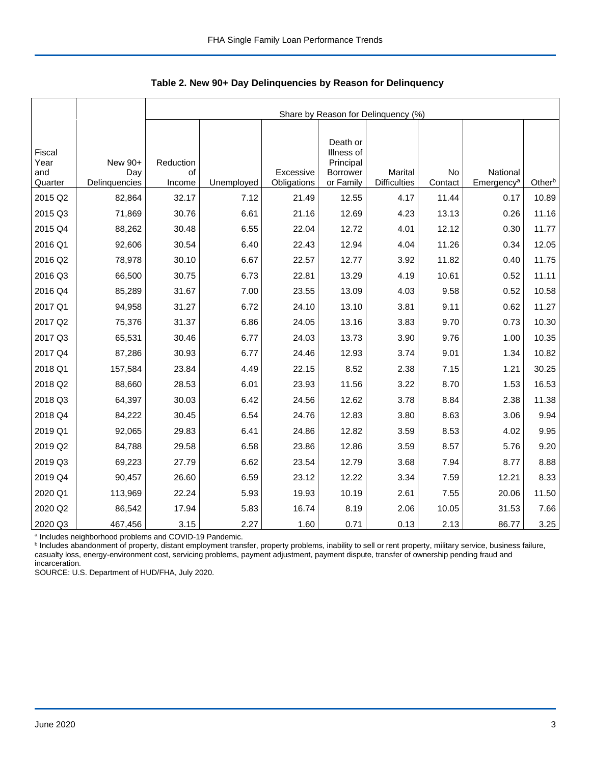**Table 2. New 90+ Day Delinquencies by Reason for Delinquency**

| Fiscal Year and Quarter | New 90+ Day Delinquencies | Share by Reason for Delinquency (%) | | | | | | | |
|---|---|---|---|---|---|---|---|---|---|
| | | Reduction of Income | Unemployed | Excessive Obligations | Death or Illness of Principal Borrower or Family | Marital Difficulties | No Contact | National Emergency[a] | Other[b] |
| 2015 Q2 | 82,864 | 32.17 | 7.12 | 21.49 | 12.55 | 4.17 | 11.44 | 0.17 | 10.89 |
| 2015 Q3 | 71,869 | 30.76 | 6.61 | 21.16 | 12.69 | 4.23 | 13.13 | 0.26 | 11.16 |
| 2015 Q4 | 88,262 | 30.48 | 6.55 | 22.04 | 12.72 | 4.01 | 12.12 | 0.30 | 11.77 |
| 2016 Q1 | 92,606 | 30.54 | 6.40 | 22.43 | 12.94 | 4.04 | 11.26 | 0.34 | 12.05 |
| 2016 Q2 | 78,978 | 30.10 | 6.67 | 22.57 | 12.77 | 3.92 | 11.82 | 0.40 | 11.75 |
| 2016 Q3 | 66,500 | 30.75 | 6.73 | 22.81 | 13.29 | 4.19 | 10.61 | 0.52 | 11.11 |
| 2016 Q4 | 85,289 | 31.67 | 7.00 | 23.55 | 13.09 | 4.03 | 9.58 | 0.52 | 10.58 |
| 2017 Q1 | 94,958 | 31.27 | 6.72 | 24.10 | 13.10 | 3.81 | 9.11 | 0.62 | 11.27 |
| 2017 Q2 | 75,376 | 31.37 | 6.86 | 24.05 | 13.16 | 3.83 | 9.70 | 0.73 | 10.30 |
| 2017 Q3 | 65,531 | 30.46 | 6.77 | 24.03 | 13.73 | 3.90 | 9.76 | 1.00 | 10.35 |
| 2017 Q4 | 87,286 | 30.93 | 6.77 | 24.46 | 12.93 | 3.74 | 9.01 | 1.34 | 10.82 |
| 2018 Q1 | 157,584 | 23.84 | 4.49 | 22.15 | 8.52 | 2.38 | 7.15 | 1.21 | 30.25 |
| 2018 Q2 | 88,660 | 28.53 | 6.01 | 23.93 | 11.56 | 3.22 | 8.70 | 1.53 | 16.53 |
| 2018 Q3 | 64,397 | 30.03 | 6.42 | 24.56 | 12.62 | 3.78 | 8.84 | 2.38 | 11.38 |
| 2018 Q4 | 84,222 | 30.45 | 6.54 | 24.76 | 12.83 | 3.80 | 8.63 | 3.06 | 9.94 |
| 2019 Q1 | 92,065 | 29.83 | 6.41 | 24.86 | 12.82 | 3.59 | 8.53 | 4.02 | 9.95 |
| 2019 Q2 | 84,788 | 29.58 | 6.58 | 23.86 | 12.86 | 3.59 | 8.57 | 5.76 | 9.20 |
| 2019 Q3 | 69,223 | 27.79 | 6.62 | 23.54 | 12.79 | 3.68 | 7.94 | 8.77 | 8.88 |
| 2019 Q4 | 90,457 | 26.60 | 6.59 | 23.12 | 12.22 | 3.34 | 7.59 | 12.21 | 8.33 |
| 2020 Q1 | 113,969 | 22.24 | 5.93 | 19.93 | 10.19 | 2.61 | 7.55 | 20.06 | 11.50 |
| 2020 Q2 | 86,542 | 17.94 | 5.83 | 16.74 | 8.19 | 2.06 | 10.05 | 31.53 | 7.66 |
| 2020 Q3 | 467,456 | 3.15 | 2.27 | 1.60 | 0.71 | 0.13 | 2.13 | 86.77 | 3.25 |

[a] Includes neighborhood problems and COVID-19 Pandemic.

[b] Includes abandonment of property, distant employment transfer, property problems, inability to sell or rent property, military service, business failure, casualty loss, energy-environment cost, servicing problems, payment adjustment, payment dispute, transfer of ownership pending fraud and incarceration.

SOURCE: U.S. Department of HUD/FHA, July 2020.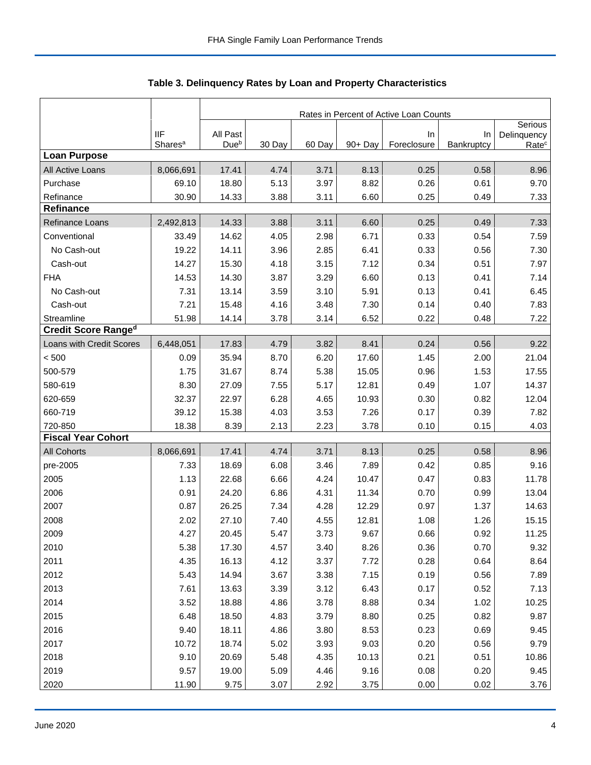## Table 3. Delinquency Rates by Loan and Property Characteristics

| | | Rates in Percent of Active Loan Counts | | | | | | |
|---|---|---|---|---|---|---|---|---|
| | IIF Shares[a] | All Past Due[b] | 30 Day | 60 Day | 90+ Day | In Foreclosure | In Bankruptcy | Serious Delinquency Rate[c] |
| **Loan Purpose** | | | | | | | | |
| All Active Loans | 8,066,691 | 17.41 | 4.74 | 3.71 | 8.13 | 0.25 | 0.58 | 8.96 |
| Purchase | 69.10 | 18.80 | 5.13 | 3.97 | 8.82 | 0.26 | 0.61 | 9.70 |
| Refinance | 30.90 | 14.33 | 3.88 | 3.11 | 6.60 | 0.25 | 0.49 | 7.33 |
| **Refinance** | | | | | | | | |
| Refinance Loans | 2,492,813 | 14.33 | 3.88 | 3.11 | 6.60 | 0.25 | 0.49 | 7.33 |
| Conventional | 33.49 | 14.62 | 4.05 | 2.98 | 6.71 | 0.33 | 0.54 | 7.59 |
| No Cash-out | 19.22 | 14.11 | 3.96 | 2.85 | 6.41 | 0.33 | 0.56 | 7.30 |
| Cash-out | 14.27 | 15.30 | 4.18 | 3.15 | 7.12 | 0.34 | 0.51 | 7.97 |
| FHA | 14.53 | 14.30 | 3.87 | 3.29 | 6.60 | 0.13 | 0.41 | 7.14 |
| No Cash-out | 7.31 | 13.14 | 3.59 | 3.10 | 5.91 | 0.13 | 0.41 | 6.45 |
| Cash-out | 7.21 | 15.48 | 4.16 | 3.48 | 7.30 | 0.14 | 0.40 | 7.83 |
| Streamline | 51.98 | 14.14 | 3.78 | 3.14 | 6.52 | 0.22 | 0.48 | 7.22 |
| **Credit Score Range[d]** | | | | | | | | |
| Loans with Credit Scores | 6,448,051 | 17.83 | 4.79 | 3.82 | 8.41 | 0.24 | 0.56 | 9.22 |
| < 500 | 0.09 | 35.94 | 8.70 | 6.20 | 17.60 | 1.45 | 2.00 | 21.04 |
| 500-579 | 1.75 | 31.67 | 8.74 | 5.38 | 15.05 | 0.96 | 1.53 | 17.55 |
| 580-619 | 8.30 | 27.09 | 7.55 | 5.17 | 12.81 | 0.49 | 1.07 | 14.37 |
| 620-659 | 32.37 | 22.97 | 6.28 | 4.65 | 10.93 | 0.30 | 0.82 | 12.04 |
| 660-719 | 39.12 | 15.38 | 4.03 | 3.53 | 7.26 | 0.17 | 0.39 | 7.82 |
| 720-850 | 18.38 | 8.39 | 2.13 | 2.23 | 3.78 | 0.10 | 0.15 | 4.03 |
| **Fiscal Year Cohort** | | | | | | | | |
| All Cohorts | 8,066,691 | 17.41 | 4.74 | 3.71 | 8.13 | 0.25 | 0.58 | 8.96 |
| pre-2005 | 7.33 | 18.69 | 6.08 | 3.46 | 7.89 | 0.42 | 0.85 | 9.16 |
| 2005 | 1.13 | 22.68 | 6.66 | 4.24 | 10.47 | 0.47 | 0.83 | 11.78 |
| 2006 | 0.91 | 24.20 | 6.86 | 4.31 | 11.34 | 0.70 | 0.99 | 13.04 |
| 2007 | 0.87 | 26.25 | 7.34 | 4.28 | 12.29 | 0.97 | 1.37 | 14.63 |
| 2008 | 2.02 | 27.10 | 7.40 | 4.55 | 12.81 | 1.08 | 1.26 | 15.15 |
| 2009 | 4.27 | 20.45 | 5.47 | 3.73 | 9.67 | 0.66 | 0.92 | 11.25 |
| 2010 | 5.38 | 17.30 | 4.57 | 3.40 | 8.26 | 0.36 | 0.70 | 9.32 |
| 2011 | 4.35 | 16.13 | 4.12 | 3.37 | 7.72 | 0.28 | 0.64 | 8.64 |
| 2012 | 5.43 | 14.94 | 3.67 | 3.38 | 7.15 | 0.19 | 0.56 | 7.89 |
| 2013 | 7.61 | 13.63 | 3.39 | 3.12 | 6.43 | 0.17 | 0.52 | 7.13 |
| 2014 | 3.52 | 18.88 | 4.86 | 3.78 | 8.88 | 0.34 | 1.02 | 10.25 |
| 2015 | 6.48 | 18.50 | 4.83 | 3.79 | 8.80 | 0.25 | 0.82 | 9.87 |
| 2016 | 9.40 | 18.11 | 4.86 | 3.80 | 8.53 | 0.23 | 0.69 | 9.45 |
| 2017 | 10.72 | 18.74 | 5.02 | 3.93 | 9.03 | 0.20 | 0.56 | 9.79 |
| 2018 | 9.10 | 20.69 | 5.48 | 4.35 | 10.13 | 0.21 | 0.51 | 10.86 |
| 2019 | 9.57 | 19.00 | 5.09 | 4.46 | 9.16 | 0.08 | 0.20 | 9.45 |
| 2020 | 11.90 | 9.75 | 3.07 | 2.92 | 3.75 | 0.00 | 0.02 | 3.76 |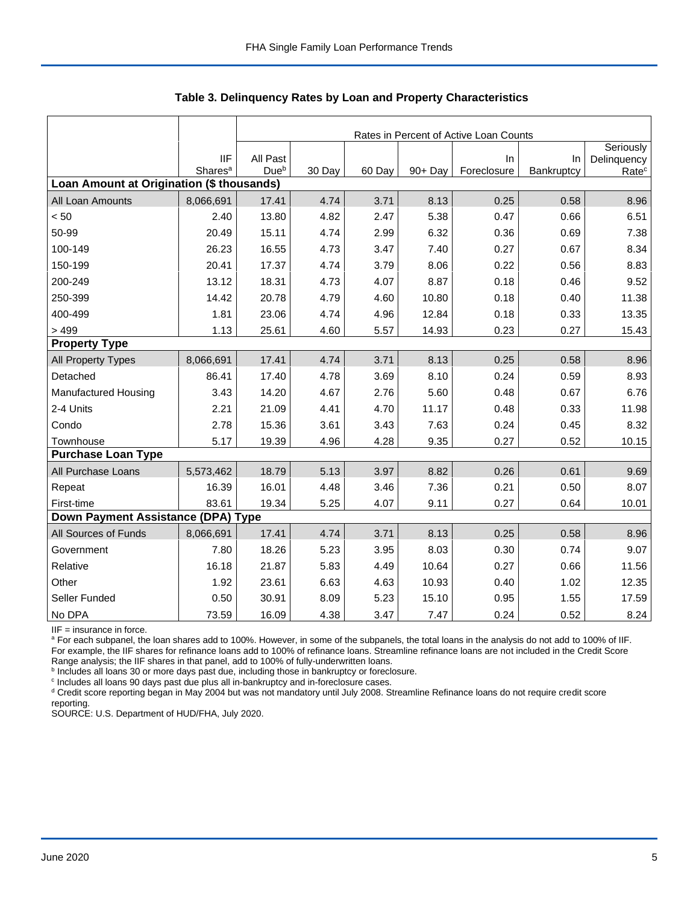## Table 3. Delinquency Rates by Loan and Property Characteristics

| | IIF Shares[a] | Rates in Percent of Active Loan Counts | | | | | | |
|---|---|---|---|---|---|---|---|---|
| | | All Past Due[b] | 30 Day | 60 Day | 90+ Day | In Foreclosure | In Bankruptcy | Seriously Delinquency Rate[c] |
| **Loan Amount at Origination ($ thousands)** | | | | | | | | |
| All Loan Amounts | 8,066,691 | 17.41 | 4.74 | 3.71 | 8.13 | 0.25 | 0.58 | 8.96 |
| < 50 | 2.40 | 13.80 | 4.82 | 2.47 | 5.38 | 0.47 | 0.66 | 6.51 |
| 50-99 | 20.49 | 15.11 | 4.74 | 2.99 | 6.32 | 0.36 | 0.69 | 7.38 |
| 100-149 | 26.23 | 16.55 | 4.73 | 3.47 | 7.40 | 0.27 | 0.67 | 8.34 |
| 150-199 | 20.41 | 17.37 | 4.74 | 3.79 | 8.06 | 0.22 | 0.56 | 8.83 |
| 200-249 | 13.12 | 18.31 | 4.73 | 4.07 | 8.87 | 0.18 | 0.46 | 9.52 |
| 250-399 | 14.42 | 20.78 | 4.79 | 4.60 | 10.80 | 0.18 | 0.40 | 11.38 |
| 400-499 | 1.81 | 23.06 | 4.74 | 4.96 | 12.84 | 0.18 | 0.33 | 13.35 |
| > 499 | 1.13 | 25.61 | 4.60 | 5.57 | 14.93 | 0.23 | 0.27 | 15.43 |
| **Property Type** | | | | | | | | |
| All Property Types | 8,066,691 | 17.41 | 4.74 | 3.71 | 8.13 | 0.25 | 0.58 | 8.96 |
| Detached | 86.41 | 17.40 | 4.78 | 3.69 | 8.10 | 0.24 | 0.59 | 8.93 |
| Manufactured Housing | 3.43 | 14.20 | 4.67 | 2.76 | 5.60 | 0.48 | 0.67 | 6.76 |
| 2-4 Units | 2.21 | 21.09 | 4.41 | 4.70 | 11.17 | 0.48 | 0.33 | 11.98 |
| Condo | 2.78 | 15.36 | 3.61 | 3.43 | 7.63 | 0.24 | 0.45 | 8.32 |
| Townhouse | 5.17 | 19.39 | 4.96 | 4.28 | 9.35 | 0.27 | 0.52 | 10.15 |
| **Purchase Loan Type** | | | | | | | | |
| All Purchase Loans | 5,573,462 | 18.79 | 5.13 | 3.97 | 8.82 | 0.26 | 0.61 | 9.69 |
| Repeat | 16.39 | 16.01 | 4.48 | 3.46 | 7.36 | 0.21 | 0.50 | 8.07 |
| First-time | 83.61 | 19.34 | 5.25 | 4.07 | 9.11 | 0.27 | 0.64 | 10.01 |
| **Down Payment Assistance (DPA) Type** | | | | | | | | |
| All Sources of Funds | 8,066,691 | 17.41 | 4.74 | 3.71 | 8.13 | 0.25 | 0.58 | 8.96 |
| Government | 7.80 | 18.26 | 5.23 | 3.95 | 8.03 | 0.30 | 0.74 | 9.07 |
| Relative | 16.18 | 21.87 | 5.83 | 4.49 | 10.64 | 0.27 | 0.66 | 11.56 |
| Other | 1.92 | 23.61 | 6.63 | 4.63 | 10.93 | 0.40 | 1.02 | 12.35 |
| Seller Funded | 0.50 | 30.91 | 8.09 | 5.23 | 15.10 | 0.95 | 1.55 | 17.59 |
| No DPA | 73.59 | 16.09 | 4.38 | 3.47 | 7.47 | 0.24 | 0.52 | 8.24 |

IIF = insurance in force.

[a] For each subpanel, the loan shares add to 100%. However, in some of the subpanels, the total loans in the analysis do not add to 100% of IIF. For example, the IIF shares for refinance loans add to 100% of refinance loans. Streamline refinance loans are not included in the Credit Score Range analysis; the IIF shares in that panel, add to 100% of fully-underwritten loans.

[b] Includes all loans 30 or more days past due, including those in bankruptcy or foreclosure.

[c] Includes all loans 90 days past due plus all in-bankruptcy and in-foreclosure cases.

[d] Credit score reporting began in May 2004 but was not mandatory until July 2008. Streamline Refinance loans do not require credit score reporting.

SOURCE: U.S. Department of HUD/FHA, July 2020.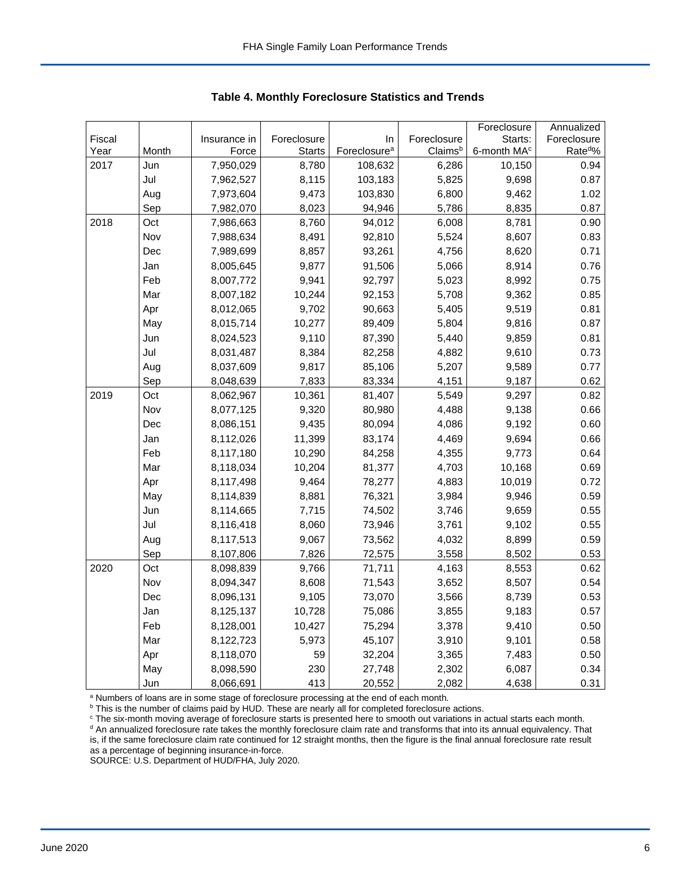## Table 4. Monthly Foreclosure Statistics and Trends

| Fiscal Year | Month | Insurance in Force | Foreclosure Starts | In Foreclosure[a] | Foreclosure Claims[b] | Foreclosure Starts: 6-month MA[c] | Annualized Foreclosure Rate[d]% |
|---|---|---|---|---|---|---|---|
| 2017 | Jun | 7,950,029 | 8,780 | 108,632 | 6,286 | 10,150 | 0.94 |
| | Jul | 7,962,527 | 8,115 | 103,183 | 5,825 | 9,698 | 0.87 |
| | Aug | 7,973,604 | 9,473 | 103,830 | 6,800 | 9,462 | 1.02 |
| | Sep | 7,982,070 | 8,023 | 94,946 | 5,786 | 8,835 | 0.87 |
| 2018 | Oct | 7,986,663 | 8,760 | 94,012 | 6,008 | 8,781 | 0.90 |
| | Nov | 7,988,634 | 8,491 | 92,810 | 5,524 | 8,607 | 0.83 |
| | Dec | 7,989,699 | 8,857 | 93,261 | 4,756 | 8,620 | 0.71 |
| | Jan | 8,005,645 | 9,877 | 91,506 | 5,066 | 8,914 | 0.76 |
| | Feb | 8,007,772 | 9,941 | 92,797 | 5,023 | 8,992 | 0.75 |
| | Mar | 8,007,182 | 10,244 | 92,153 | 5,708 | 9,362 | 0.85 |
| | Apr | 8,012,065 | 9,702 | 90,663 | 5,405 | 9,519 | 0.81 |
| | May | 8,015,714 | 10,277 | 89,409 | 5,804 | 9,816 | 0.87 |
| | Jun | 8,024,523 | 9,110 | 87,390 | 5,440 | 9,859 | 0.81 |
| | Jul | 8,031,487 | 8,384 | 82,258 | 4,882 | 9,610 | 0.73 |
| | Aug | 8,037,609 | 9,817 | 85,106 | 5,207 | 9,589 | 0.77 |
| | Sep | 8,048,639 | 7,833 | 83,334 | 4,151 | 9,187 | 0.62 |
| 2019 | Oct | 8,062,967 | 10,361 | 81,407 | 5,549 | 9,297 | 0.82 |
| | Nov | 8,077,125 | 9,320 | 80,980 | 4,488 | 9,138 | 0.66 |
| | Dec | 8,086,151 | 9,435 | 80,094 | 4,086 | 9,192 | 0.60 |
| | Jan | 8,112,026 | 11,399 | 83,174 | 4,469 | 9,694 | 0.66 |
| | Feb | 8,117,180 | 10,290 | 84,258 | 4,355 | 9,773 | 0.64 |
| | Mar | 8,118,034 | 10,204 | 81,377 | 4,703 | 10,168 | 0.69 |
| | Apr | 8,117,498 | 9,464 | 78,277 | 4,883 | 10,019 | 0.72 |
| | May | 8,114,839 | 8,881 | 76,321 | 3,984 | 9,946 | 0.59 |
| | Jun | 8,114,665 | 7,715 | 74,502 | 3,746 | 9,659 | 0.55 |
| | Jul | 8,116,418 | 8,060 | 73,946 | 3,761 | 9,102 | 0.55 |
| | Aug | 8,117,513 | 9,067 | 73,562 | 4,032 | 8,899 | 0.59 |
| | Sep | 8,107,806 | 7,826 | 72,575 | 3,558 | 8,502 | 0.53 |
| 2020 | Oct | 8,098,839 | 9,766 | 71,711 | 4,163 | 8,553 | 0.62 |
| | Nov | 8,094,347 | 8,608 | 71,543 | 3,652 | 8,507 | 0.54 |
| | Dec | 8,096,131 | 9,105 | 73,070 | 3,566 | 8,739 | 0.53 |
| | Jan | 8,125,137 | 10,728 | 75,086 | 3,855 | 9,183 | 0.57 |
| | Feb | 8,128,001 | 10,427 | 75,294 | 3,378 | 9,410 | 0.50 |
| | Mar | 8,122,723 | 5,973 | 45,107 | 3,910 | 9,101 | 0.58 |
| | Apr | 8,118,070 | 59 | 32,204 | 3,365 | 7,483 | 0.50 |
| | May | 8,098,590 | 230 | 27,748 | 2,302 | 6,087 | 0.34 |
| | Jun | 8,066,691 | 413 | 20,552 | 2,082 | 4,638 | 0.31 |

[a] Numbers of loans are in some stage of foreclosure processing at the end of each month.
[b] This is the number of claims paid by HUD. These are nearly all for completed foreclosure actions.
[c] The six-month moving average of foreclosure starts is presented here to smooth out variations in actual starts each month.
[d] An annualized foreclosure rate takes the monthly foreclosure claim rate and transforms that into its annual equivalency. That is, if the same foreclosure claim rate continued for 12 straight months, then the figure is the final annual foreclosure rate result as a percentage of beginning insurance-in-force.
SOURCE: U.S. Department of HUD/FHA, July 2020.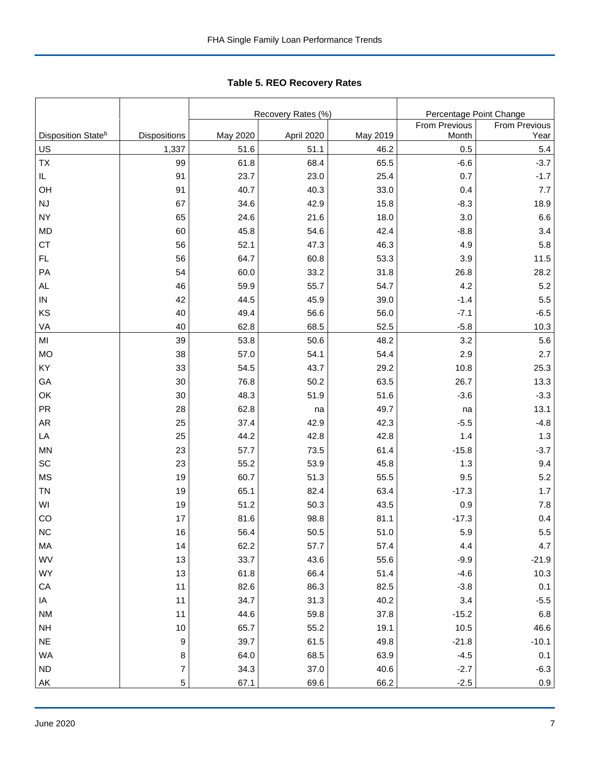## Table 5. REO Recovery Rates

| Disposition State[b] | Dispositions | Recovery Rates (%) | | | Percentage Point Change | |
|---|---|---|---|---|---|---|
| | | May 2020 | April 2020 | May 2019 | From Previous Month | From Previous Year |
| US | 1,337 | 51.6 | 51.1 | 46.2 | 0.5 | 5.4 |
| TX | 99 | 61.8 | 68.4 | 65.5 | -6.6 | -3.7 |
| IL | 91 | 23.7 | 23.0 | 25.4 | 0.7 | -1.7 |
| OH | 91 | 40.7 | 40.3 | 33.0 | 0.4 | 7.7 |
| NJ | 67 | 34.6 | 42.9 | 15.8 | -8.3 | 18.9 |
| NY | 65 | 24.6 | 21.6 | 18.0 | 3.0 | 6.6 |
| MD | 60 | 45.8 | 54.6 | 42.4 | -8.8 | 3.4 |
| CT | 56 | 52.1 | 47.3 | 46.3 | 4.9 | 5.8 |
| FL | 56 | 64.7 | 60.8 | 53.3 | 3.9 | 11.5 |
| PA | 54 | 60.0 | 33.2 | 31.8 | 26.8 | 28.2 |
| AL | 46 | 59.9 | 55.7 | 54.7 | 4.2 | 5.2 |
| IN | 42 | 44.5 | 45.9 | 39.0 | -1.4 | 5.5 |
| KS | 40 | 49.4 | 56.6 | 56.0 | -7.1 | -6.5 |
| VA | 40 | 62.8 | 68.5 | 52.5 | -5.8 | 10.3 |
| MI | 39 | 53.8 | 50.6 | 48.2 | 3.2 | 5.6 |
| MO | 38 | 57.0 | 54.1 | 54.4 | 2.9 | 2.7 |
| KY | 33 | 54.5 | 43.7 | 29.2 | 10.8 | 25.3 |
| GA | 30 | 76.8 | 50.2 | 63.5 | 26.7 | 13.3 |
| OK | 30 | 48.3 | 51.9 | 51.6 | -3.6 | -3.3 |
| PR | 28 | 62.8 | na | 49.7 | na | 13.1 |
| AR | 25 | 37.4 | 42.9 | 42.3 | -5.5 | -4.8 |
| LA | 25 | 44.2 | 42.8 | 42.8 | 1.4 | 1.3 |
| MN | 23 | 57.7 | 73.5 | 61.4 | -15.8 | -3.7 |
| SC | 23 | 55.2 | 53.9 | 45.8 | 1.3 | 9.4 |
| MS | 19 | 60.7 | 51.3 | 55.5 | 9.5 | 5.2 |
| TN | 19 | 65.1 | 82.4 | 63.4 | -17.3 | 1.7 |
| WI | 19 | 51.2 | 50.3 | 43.5 | 0.9 | 7.8 |
| CO | 17 | 81.6 | 98.8 | 81.1 | -17.3 | 0.4 |
| NC | 16 | 56.4 | 50.5 | 51.0 | 5.9 | 5.5 |
| MA | 14 | 62.2 | 57.7 | 57.4 | 4.4 | 4.7 |
| WV | 13 | 33.7 | 43.6 | 55.6 | -9.9 | -21.9 |
| WY | 13 | 61.8 | 66.4 | 51.4 | -4.6 | 10.3 |
| CA | 11 | 82.6 | 86.3 | 82.5 | -3.8 | 0.1 |
| IA | 11 | 34.7 | 31.3 | 40.2 | 3.4 | -5.5 |
| NM | 11 | 44.6 | 59.8 | 37.8 | -15.2 | 6.8 |
| NH | 10 | 65.7 | 55.2 | 19.1 | 10.5 | 46.6 |
| NE | 9 | 39.7 | 61.5 | 49.8 | -21.8 | -10.1 |
| WA | 8 | 64.0 | 68.5 | 63.9 | -4.5 | 0.1 |
| ND | 7 | 34.3 | 37.0 | 40.6 | -2.7 | -6.3 |
| AK | 5 | 67.1 | 69.6 | 66.2 | -2.5 | 0.9 |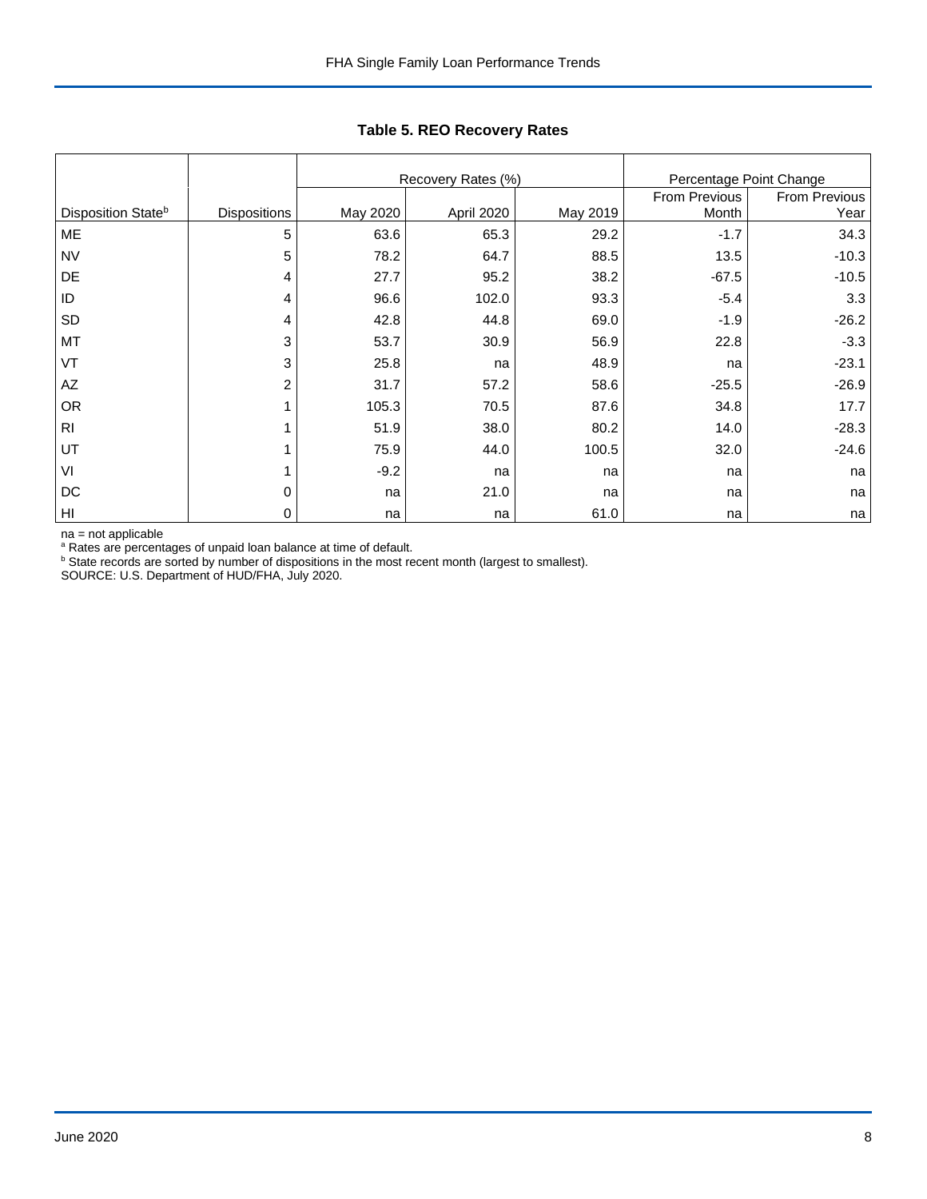**Table 5. REO Recovery Rates**

| Disposition State[b] | Dispositions | Recovery Rates (%) | | | Percentage Point Change | |
|---|---|---|---|---|---|---|
| | | May 2020 | April 2020 | May 2019 | From Previous Month | From Previous Year |
| ME | 5 | 63.6 | 65.3 | 29.2 | -1.7 | 34.3 |
| NV | 5 | 78.2 | 64.7 | 88.5 | 13.5 | -10.3 |
| DE | 4 | 27.7 | 95.2 | 38.2 | -67.5 | -10.5 |
| ID | 4 | 96.6 | 102.0 | 93.3 | -5.4 | 3.3 |
| SD | 4 | 42.8 | 44.8 | 69.0 | -1.9 | -26.2 |
| MT | 3 | 53.7 | 30.9 | 56.9 | 22.8 | -3.3 |
| VT | 3 | 25.8 | na | 48.9 | na | -23.1 |
| AZ | 2 | 31.7 | 57.2 | 58.6 | -25.5 | -26.9 |
| OR | 1 | 105.3 | 70.5 | 87.6 | 34.8 | 17.7 |
| RI | 1 | 51.9 | 38.0 | 80.2 | 14.0 | -28.3 |
| UT | 1 | 75.9 | 44.0 | 100.5 | 32.0 | -24.6 |
| VI | 1 | -9.2 | na | na | na | na |
| DC | 0 | na | 21.0 | na | na | na |
| HI | 0 | na | na | 61.0 | na | na |

na = not applicable

[a] Rates are percentages of unpaid loan balance at time of default.

[b] State records are sorted by number of dispositions in the most recent month (largest to smallest).

SOURCE: U.S. Department of HUD/FHA, July 2020.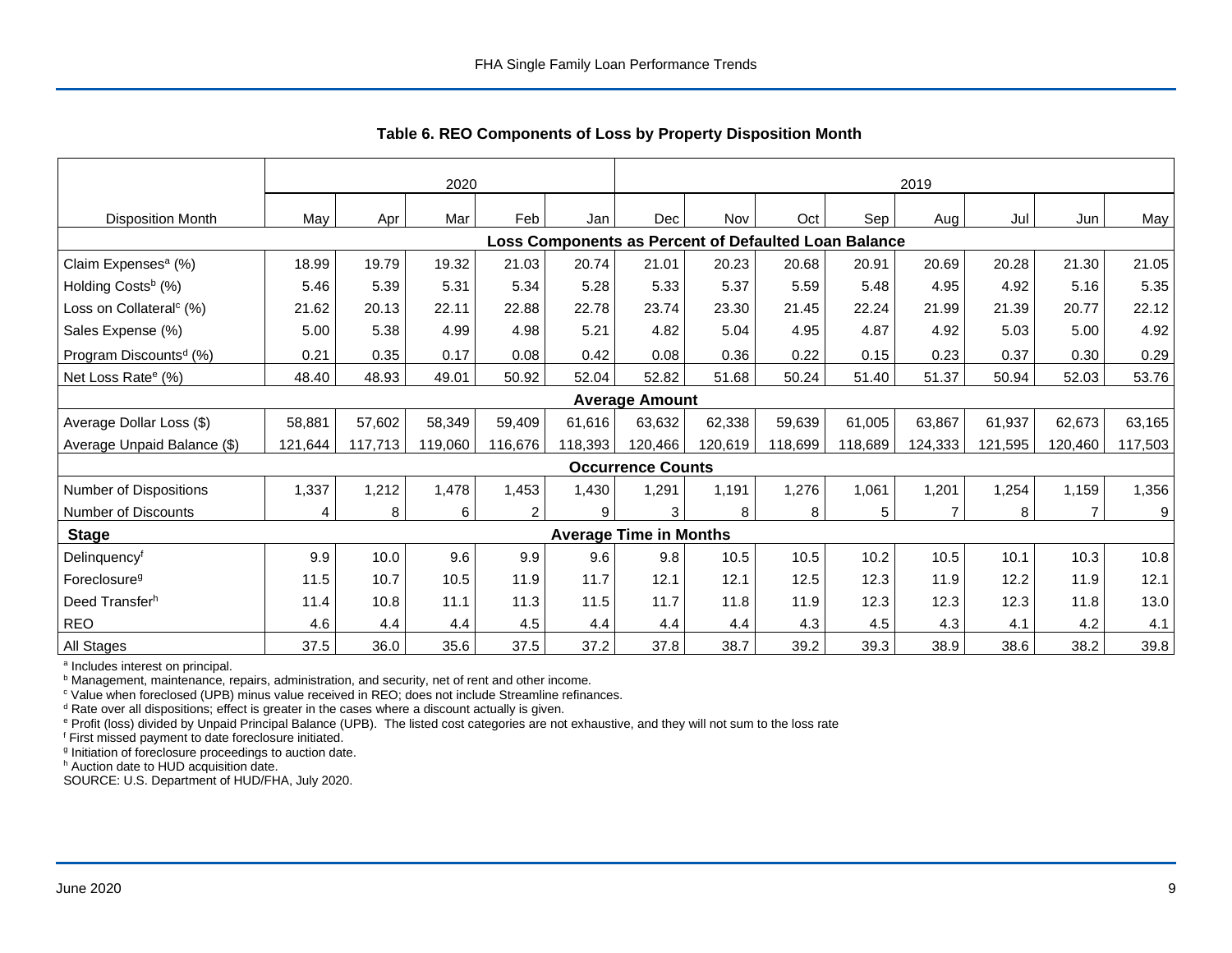## Table 6. REO Components of Loss by Property Disposition Month

| | 2020 | | | | | 2019 | | | | | | | |
|---|---|---|---|---|---|---|---|---|---|---|---|---|---|
| Disposition Month | May | Apr | Mar | Feb | Jan | Dec | Nov | Oct | Sep | Aug | Jul | Jun | May |
| **Loss Components as Percent of Defaulted Loan Balance** | | | | | | | | | | | | | |
| Claim Expenses[a] (%) | 18.99 | 19.79 | 19.32 | 21.03 | 20.74 | 21.01 | 20.23 | 20.68 | 20.91 | 20.69 | 20.28 | 21.30 | 21.05 |
| Holding Costs[b] (%) | 5.46 | 5.39 | 5.31 | 5.34 | 5.28 | 5.33 | 5.37 | 5.59 | 5.48 | 4.95 | 4.92 | 5.16 | 5.35 |
| Loss on Collateral[c] (%) | 21.62 | 20.13 | 22.11 | 22.88 | 22.78 | 23.74 | 23.30 | 21.45 | 22.24 | 21.99 | 21.39 | 20.77 | 22.12 |
| Sales Expense (%) | 5.00 | 5.38 | 4.99 | 4.98 | 5.21 | 4.82 | 5.04 | 4.95 | 4.87 | 4.92 | 5.03 | 5.00 | 4.92 |
| Program Discounts[d] (%) | 0.21 | 0.35 | 0.17 | 0.08 | 0.42 | 0.08 | 0.36 | 0.22 | 0.15 | 0.23 | 0.37 | 0.30 | 0.29 |
| Net Loss Rate[e] (%) | 48.40 | 48.93 | 49.01 | 50.92 | 52.04 | 52.82 | 51.68 | 50.24 | 51.40 | 51.37 | 50.94 | 52.03 | 53.76 |
| **Average Amount** | | | | | | | | | | | | | |
| Average Dollar Loss ($) | 58,881 | 57,602 | 58,349 | 59,409 | 61,616 | 63,632 | 62,338 | 59,639 | 61,005 | 63,867 | 61,937 | 62,673 | 63,165 |
| Average Unpaid Balance ($) | 121,644 | 117,713 | 119,060 | 116,676 | 118,393 | 120,466 | 120,619 | 118,699 | 118,689 | 124,333 | 121,595 | 120,460 | 117,503 |
| **Occurrence Counts** | | | | | | | | | | | | | |
| Number of Dispositions | 1,337 | 1,212 | 1,478 | 1,453 | 1,430 | 1,291 | 1,191 | 1,276 | 1,061 | 1,201 | 1,254 | 1,159 | 1,356 |
| Number of Discounts | 4 | 8 | 6 | 2 | 9 | 3 | 8 | 8 | 5 | 7 | 8 | 7 | 9 |
| **Stage** | **Average Time in Months** | | | | | | | | | | | | |
| Delinquency[f] | 9.9 | 10.0 | 9.6 | 9.9 | 9.6 | 9.8 | 10.5 | 10.5 | 10.2 | 10.5 | 10.1 | 10.3 | 10.8 |
| Foreclosure[g] | 11.5 | 10.7 | 10.5 | 11.9 | 11.7 | 12.1 | 12.1 | 12.5 | 12.3 | 11.9 | 12.2 | 11.9 | 12.1 |
| Deed Transfer[h] | 11.4 | 10.8 | 11.1 | 11.3 | 11.5 | 11.7 | 11.8 | 11.9 | 12.3 | 12.3 | 12.3 | 11.8 | 13.0 |
| REO | 4.6 | 4.4 | 4.4 | 4.5 | 4.4 | 4.4 | 4.4 | 4.3 | 4.5 | 4.3 | 4.1 | 4.2 | 4.1 |
| All Stages | 37.5 | 36.0 | 35.6 | 37.5 | 37.2 | 37.8 | 38.7 | 39.2 | 39.3 | 38.9 | 38.6 | 38.2 | 39.8 |

[a] Includes interest on principal.
[b] Management, maintenance, repairs, administration, and security, net of rent and other income.
[c] Value when foreclosed (UPB) minus value received in REO; does not include Streamline refinances.
[d] Rate over all dispositions; effect is greater in the cases where a discount actually is given.
[e] Profit (loss) divided by Unpaid Principal Balance (UPB). The listed cost categories are not exhaustive, and they will not sum to the loss rate
[f] First missed payment to date foreclosure initiated.
[g] Initiation of foreclosure proceedings to auction date.
[h] Auction date to HUD acquisition date.
SOURCE: U.S. Department of HUD/FHA, July 2020.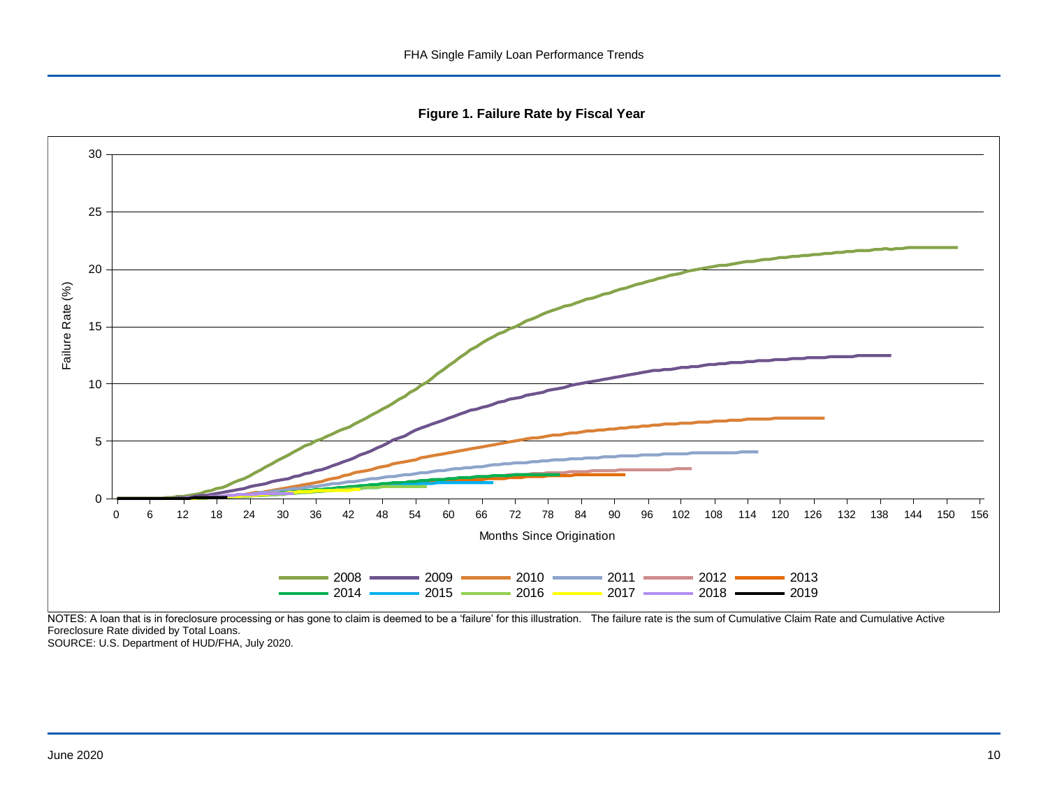**Figure 1. Failure Rate by Fiscal Year**

30
25
20
15
10
5
0

Failure Rate (%)

0 6 12 18 24 30 36 42 48 54 60 66 72 78 84 90 96 102 108 114 120 126 132 138 144 150 156

Months Since Origination

2008 2009 2010 2011 2012 2013
2014 2015 2016 2017 2018 2019

NOTES: A loan that is in foreclosure processing or has gone to claim is deemed to be a 'failure' for this illustration. The failure rate is the sum of Cumulative Claim Rate and Cumulative Active Foreclosure Rate divided by Total Loans.
SOURCE: U.S. Department of HUD/FHA, July 2020.